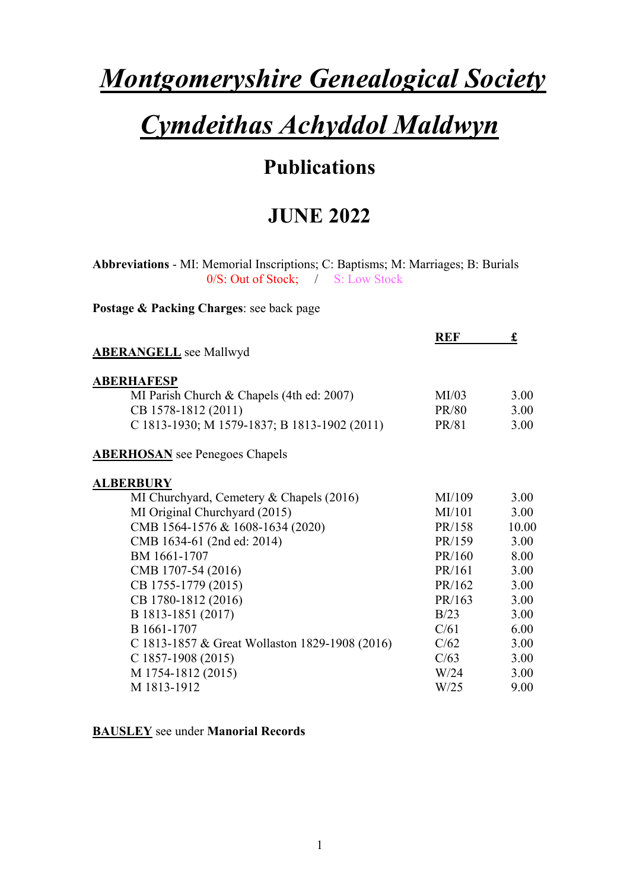# *Montgomeryshire Genealogical Society*

# *Cymdeithas Achyddol Maldwyn*

## Publications

## JUNE 2022

**Abbreviations** - MI: Memorial Inscriptions; C: Baptisms; M: Marriages; B: Burials
0/S: Out of Stock; / S: Low Stock

**Postage & Packing Charges**: see back page

| | REF | £ |
|---|---|---|
| **ABERANGELL** see Mallwyd | | |
| **ABERHAFESP** | | |
| MI Parish Church & Chapels (4th ed: 2007) | MI/03 | 3.00 |
| CB 1578-1812 (2011) | PR/80 | 3.00 |
| C 1813-1930; M 1579-1837; B 1813-1902 (2011) | PR/81 | 3.00 |
| **ABERHOSAN** see Penegoes Chapels | | |
| **ALBERBURY** | | |
| MI Churchyard, Cemetery & Chapels (2016) | MI/109 | 3.00 |
| MI Original Churchyard (2015) | MI/101 | 3.00 |
| CMB 1564-1576 & 1608-1634 (2020) | PR/158 | 10.00 |
| CMB 1634-61 (2nd ed: 2014) | PR/159 | 3.00 |
| BM 1661-1707 | PR/160 | 8.00 |
| CMB 1707-54 (2016) | PR/161 | 3.00 |
| CB 1755-1779 (2015) | PR/162 | 3.00 |
| CB 1780-1812 (2016) | PR/163 | 3.00 |
| B 1813-1851 (2017) | B/23 | 3.00 |
| B 1661-1707 | C/61 | 6.00 |
| C 1813-1857 & Great Wollaston 1829-1908 (2016) | C/62 | 3.00 |
| C 1857-1908 (2015) | C/63 | 3.00 |
| M 1754-1812 (2015) | W/24 | 3.00 |
| M 1813-1912 | W/25 | 9.00 |

**BAUSLEY** see under **Manorial Records**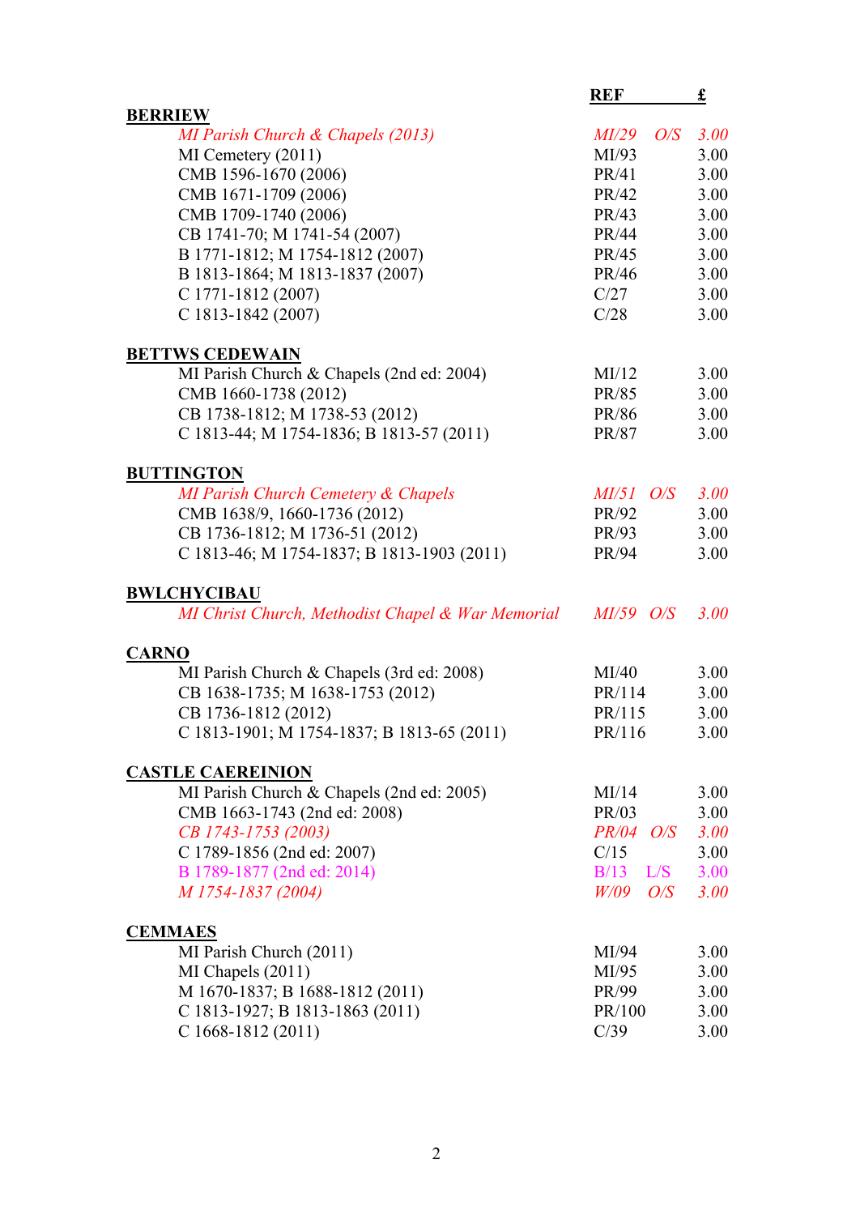| | REF | | £ |
|---|---|---|---|
| **BERRIEW** | | | |
| *MI Parish Church & Chapels (2013)* | *MI/29* | *O/S* | *3.00* |
| MI Cemetery (2011) | MI/93 | | 3.00 |
| CMB 1596-1670 (2006) | PR/41 | | 3.00 |
| CMB 1671-1709 (2006) | PR/42 | | 3.00 |
| CMB 1709-1740 (2006) | PR/43 | | 3.00 |
| CB 1741-70; M 1741-54 (2007) | PR/44 | | 3.00 |
| B 1771-1812; M 1754-1812 (2007) | PR/45 | | 3.00 |
| B 1813-1864; M 1813-1837 (2007) | PR/46 | | 3.00 |
| C 1771-1812 (2007) | C/27 | | 3.00 |
| C 1813-1842 (2007) | C/28 | | 3.00 |
| **BETTWS CEDEWAIN** | | | |
| MI Parish Church & Chapels (2nd ed: 2004) | MI/12 | | 3.00 |
| CMB 1660-1738 (2012) | PR/85 | | 3.00 |
| CB 1738-1812; M 1738-53 (2012) | PR/86 | | 3.00 |
| C 1813-44; M 1754-1836; B 1813-57 (2011) | PR/87 | | 3.00 |
| **BUTTINGTON** | | | |
| *MI Parish Church Cemetery & Chapels* | *MI/51* | *O/S* | *3.00* |
| CMB 1638/9, 1660-1736 (2012) | PR/92 | | 3.00 |
| CB 1736-1812; M 1736-51 (2012) | PR/93 | | 3.00 |
| C 1813-46; M 1754-1837; B 1813-1903 (2011) | PR/94 | | 3.00 |
| **BWLCHYCIBAU** | | | |
| *MI Christ Church, Methodist Chapel & War Memorial* | *MI/59* | *O/S* | *3.00* |
| **CARNO** | | | |
| MI Parish Church & Chapels (3rd ed: 2008) | MI/40 | | 3.00 |
| CB 1638-1735; M 1638-1753 (2012) | PR/114 | | 3.00 |
| CB 1736-1812 (2012) | PR/115 | | 3.00 |
| C 1813-1901; M 1754-1837; B 1813-65 (2011) | PR/116 | | 3.00 |
| **CASTLE CAEREINION** | | | |
| MI Parish Church & Chapels (2nd ed: 2005) | MI/14 | | 3.00 |
| CMB 1663-1743 (2nd ed: 2008) | PR/03 | | 3.00 |
| *CB 1743-1753 (2003)* | *PR/04* | *O/S* | *3.00* |
| C 1789-1856 (2nd ed: 2007) | C/15 | | 3.00 |
| B 1789-1877 (2nd ed: 2014) | B/13 | L/S | 3.00 |
| *M 1754-1837 (2004)* | *W/09* | *O/S* | *3.00* |
| **CEMMAES** | | | |
| MI Parish Church (2011) | MI/94 | | 3.00 |
| MI Chapels (2011) | MI/95 | | 3.00 |
| M 1670-1837; B 1688-1812 (2011) | PR/99 | | 3.00 |
| C 1813-1927; B 1813-1863 (2011) | PR/100 | | 3.00 |
| C 1668-1812 (2011) | C/39 | | 3.00 |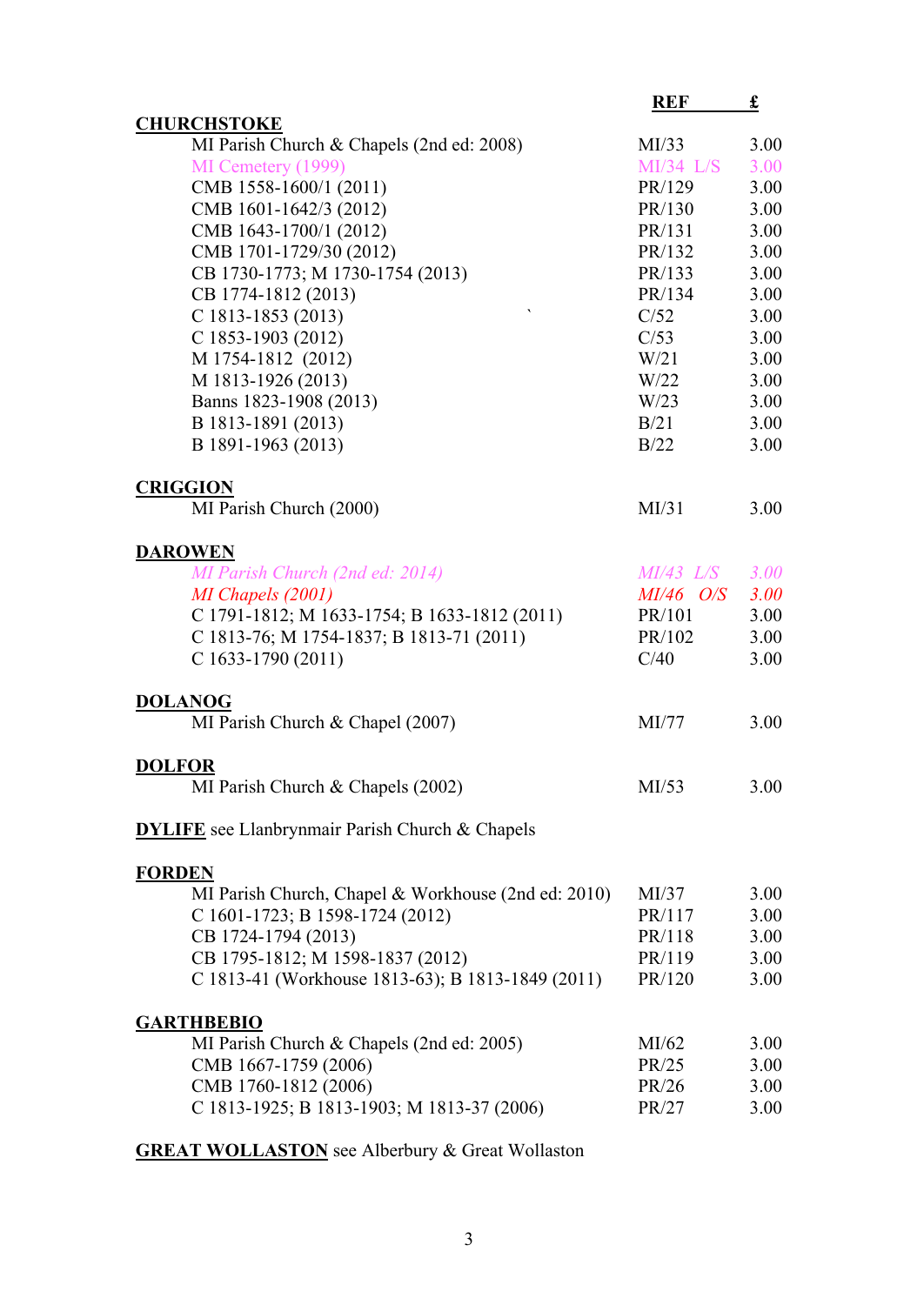| | REF | £ |
|---|---|---|
| **CHURCHSTOKE** | | |
| MI Parish Church & Chapels (2nd ed: 2008) | MI/33 | 3.00 |
| MI Cemetery (1999) | MI/34 L/S | 3.00 |
| CMB 1558-1600/1 (2011) | PR/129 | 3.00 |
| CMB 1601-1642/3 (2012) | PR/130 | 3.00 |
| CMB 1643-1700/1 (2012) | PR/131 | 3.00 |
| CMB 1701-1729/30 (2012) | PR/132 | 3.00 |
| CB 1730-1773; M 1730-1754 (2013) | PR/133 | 3.00 |
| CB 1774-1812 (2013) | PR/134 | 3.00 |
| C 1813-1853 (2013) | C/52 | 3.00 |
| C 1853-1903 (2012) | C/53 | 3.00 |
| M 1754-1812 (2012) | W/21 | 3.00 |
| M 1813-1926 (2013) | W/22 | 3.00 |
| Banns 1823-1908 (2013) | W/23 | 3.00 |
| B 1813-1891 (2013) | B/21 | 3.00 |
| B 1891-1963 (2013) | B/22 | 3.00 |
| **CRIGGION** | | |
| MI Parish Church (2000) | MI/31 | 3.00 |
| **DAROWEN** | | |
| *MI Parish Church (2nd ed: 2014)* | *MI/43 L/S* | *3.00* |
| *MI Chapels (2001)* | *MI/46 O/S* | *3.00* |
| C 1791-1812; M 1633-1754; B 1633-1812 (2011) | PR/101 | 3.00 |
| C 1813-76; M 1754-1837; B 1813-71 (2011) | PR/102 | 3.00 |
| C 1633-1790 (2011) | C/40 | 3.00 |
| **DOLANOG** | | |
| MI Parish Church & Chapel (2007) | MI/77 | 3.00 |
| **DOLFOR** | | |
| MI Parish Church & Chapels (2002) | MI/53 | 3.00 |
| **DYLIFE** see Llanbrynmair Parish Church & Chapels | | |
| **FORDEN** | | |
| MI Parish Church, Chapel & Workhouse (2nd ed: 2010) | MI/37 | 3.00 |
| C 1601-1723; B 1598-1724 (2012) | PR/117 | 3.00 |
| CB 1724-1794 (2013) | PR/118 | 3.00 |
| CB 1795-1812; M 1598-1837 (2012) | PR/119 | 3.00 |
| C 1813-41 (Workhouse 1813-63); B 1813-1849 (2011) | PR/120 | 3.00 |
| **GARTHBEBIO** | | |
| MI Parish Church & Chapels (2nd ed: 2005) | MI/62 | 3.00 |
| CMB 1667-1759 (2006) | PR/25 | 3.00 |
| CMB 1760-1812 (2006) | PR/26 | 3.00 |
| C 1813-1925; B 1813-1903; M 1813-37 (2006) | PR/27 | 3.00 |
| **GREAT WOLLASTON** see Alberbury & Great Wollaston | | |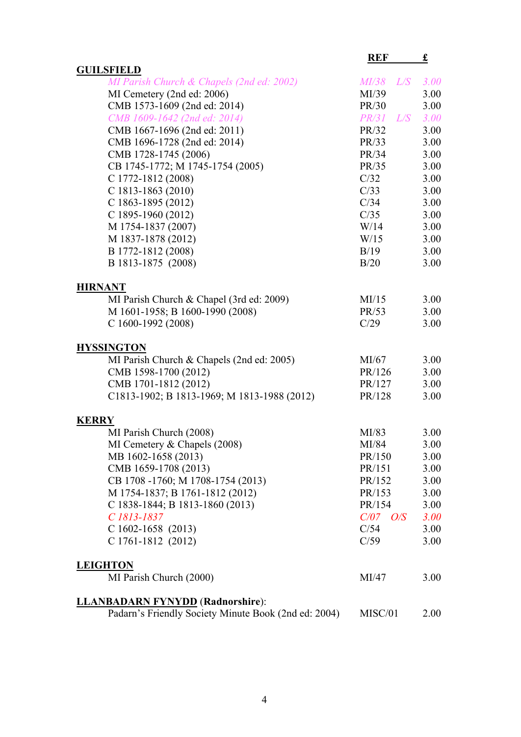| | REF | £ |
|---|---|---|
| **GUILSFIELD** | | |
| *MI Parish Church & Chapels (2nd ed: 2002)* | *MI/38 L/S* | *3.00* |
| MI Cemetery (2nd ed: 2006) | MI/39 | 3.00 |
| CMB 1573-1609 (2nd ed: 2014) | PR/30 | 3.00 |
| *CMB 1609-1642 (2nd ed: 2014)* | *PR/31 L/S* | *3.00* |
| CMB 1667-1696 (2nd ed: 2011) | PR/32 | 3.00 |
| CMB 1696-1728 (2nd ed: 2014) | PR/33 | 3.00 |
| CMB 1728-1745 (2006) | PR/34 | 3.00 |
| CB 1745-1772; M 1745-1754 (2005) | PR/35 | 3.00 |
| C 1772-1812 (2008) | C/32 | 3.00 |
| C 1813-1863 (2010) | C/33 | 3.00 |
| C 1863-1895 (2012) | C/34 | 3.00 |
| C 1895-1960 (2012) | C/35 | 3.00 |
| M 1754-1837 (2007) | W/14 | 3.00 |
| M 1837-1878 (2012) | W/15 | 3.00 |
| B 1772-1812 (2008) | B/19 | 3.00 |
| B 1813-1875 (2008) | B/20 | 3.00 |
| **HIRNANT** | | |
| MI Parish Church & Chapel (3rd ed: 2009) | MI/15 | 3.00 |
| M 1601-1958; B 1600-1990 (2008) | PR/53 | 3.00 |
| C 1600-1992 (2008) | C/29 | 3.00 |
| **HYSSINGTON** | | |
| MI Parish Church & Chapels (2nd ed: 2005) | MI/67 | 3.00 |
| CMB 1598-1700 (2012) | PR/126 | 3.00 |
| CMB 1701-1812 (2012) | PR/127 | 3.00 |
| C1813-1902; B 1813-1969; M 1813-1988 (2012) | PR/128 | 3.00 |
| **KERRY** | | |
| MI Parish Church (2008) | MI/83 | 3.00 |
| MI Cemetery & Chapels (2008) | MI/84 | 3.00 |
| MB 1602-1658 (2013) | PR/150 | 3.00 |
| CMB 1659-1708 (2013) | PR/151 | 3.00 |
| CB 1708 -1760; M 1708-1754 (2013) | PR/152 | 3.00 |
| M 1754-1837; B 1761-1812 (2012) | PR/153 | 3.00 |
| C 1838-1844; B 1813-1860 (2013) | PR/154 | 3.00 |
| *C 1813-1837* | *C/07 O/S* | *3.00* |
| C 1602-1658 (2013) | C/54 | 3.00 |
| C 1761-1812 (2012) | C/59 | 3.00 |
| **LEIGHTON** | | |
| MI Parish Church (2000) | MI/47 | 3.00 |
| **LLANBADARN FYNYDD (Radnorshire)**: | | |
| Padarn's Friendly Society Minute Book (2nd ed: 2004) | MISC/01 | 2.00 |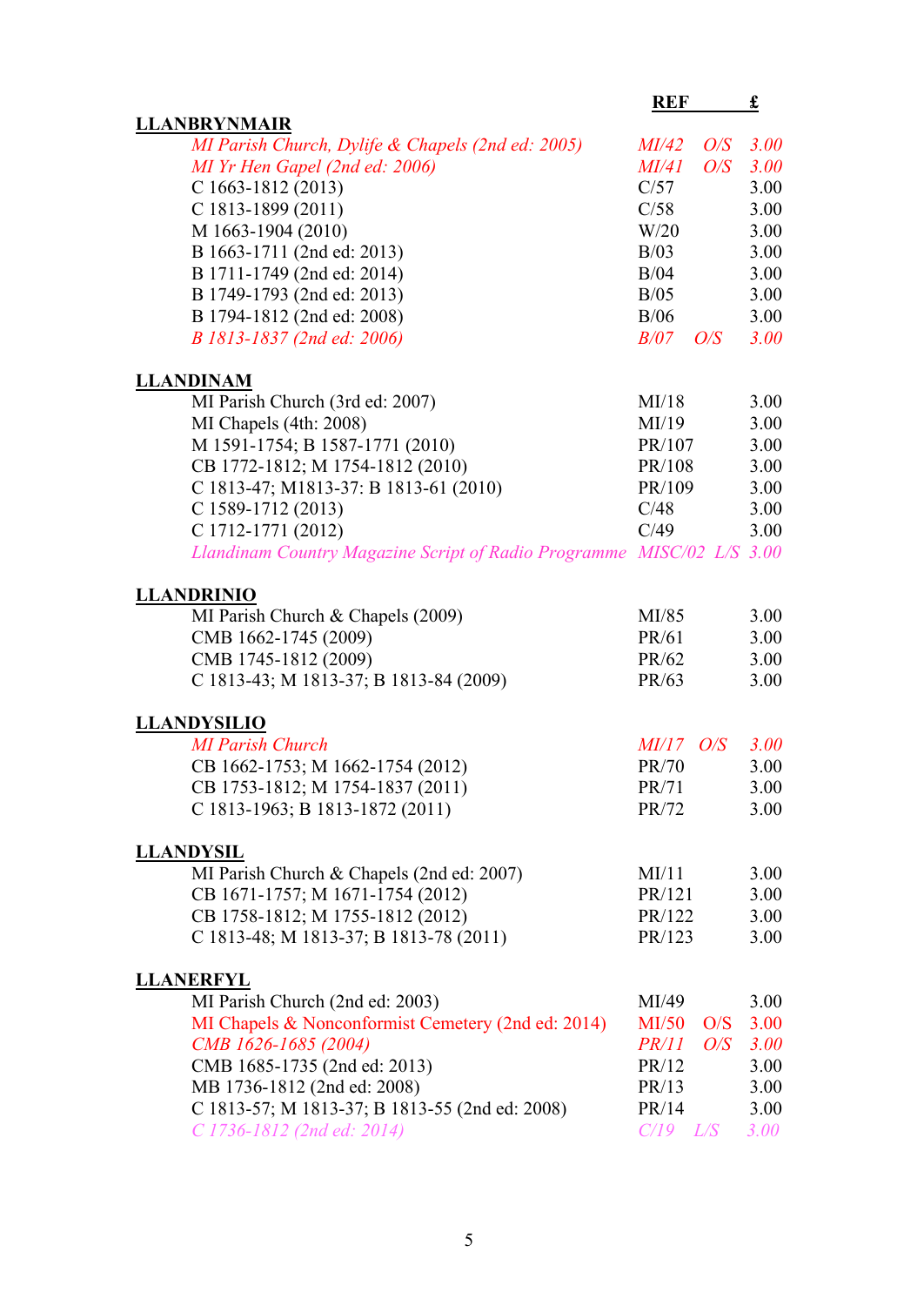| | REF | | £ |
|---|---|---|---|
| **LLANBRYNMAIR** | | | |
| *MI Parish Church, Dylife & Chapels (2nd ed: 2005)* | *MI/42* | *O/S* | *3.00* |
| *MI Yr Hen Gapel (2nd ed: 2006)* | *MI/41* | *O/S* | *3.00* |
| C 1663-1812 (2013) | C/57 | | 3.00 |
| C 1813-1899 (2011) | C/58 | | 3.00 |
| M 1663-1904 (2010) | W/20 | | 3.00 |
| B 1663-1711 (2nd ed: 2013) | B/03 | | 3.00 |
| B 1711-1749 (2nd ed: 2014) | B/04 | | 3.00 |
| B 1749-1793 (2nd ed: 2013) | B/05 | | 3.00 |
| B 1794-1812 (2nd ed: 2008) | B/06 | | 3.00 |
| *B 1813-1837 (2nd ed: 2006)* | *B/07* | *O/S* | *3.00* |
| **LLANDINAM** | | | |
| MI Parish Church (3rd ed: 2007) | MI/18 | | 3.00 |
| MI Chapels (4th: 2008) | MI/19 | | 3.00 |
| M 1591-1754; B 1587-1771 (2010) | PR/107 | | 3.00 |
| CB 1772-1812; M 1754-1812 (2010) | PR/108 | | 3.00 |
| C 1813-47; M1813-37: B 1813-61 (2010) | PR/109 | | 3.00 |
| C 1589-1712 (2013) | C/48 | | 3.00 |
| C 1712-1771 (2012) | C/49 | | 3.00 |
| *Llandinam Country Magazine Script of Radio Programme* | *MISC/02* | *L/S* | *3.00* |
| **LLANDRINIO** | | | |
| MI Parish Church & Chapels (2009) | MI/85 | | 3.00 |
| CMB 1662-1745 (2009) | PR/61 | | 3.00 |
| CMB 1745-1812 (2009) | PR/62 | | 3.00 |
| C 1813-43; M 1813-37; B 1813-84 (2009) | PR/63 | | 3.00 |
| **LLANDYSILIO** | | | |
| *MI Parish Church* | *MI/17* | *O/S* | *3.00* |
| CB 1662-1753; M 1662-1754 (2012) | PR/70 | | 3.00 |
| CB 1753-1812; M 1754-1837 (2011) | PR/71 | | 3.00 |
| C 1813-1963; B 1813-1872 (2011) | PR/72 | | 3.00 |
| **LLANDYSIL** | | | |
| MI Parish Church & Chapels (2nd ed: 2007) | MI/11 | | 3.00 |
| CB 1671-1757; M 1671-1754 (2012) | PR/121 | | 3.00 |
| CB 1758-1812; M 1755-1812 (2012) | PR/122 | | 3.00 |
| C 1813-48; M 1813-37; B 1813-78 (2011) | PR/123 | | 3.00 |
| **LLANERFYL** | | | |
| MI Parish Church (2nd ed: 2003) | MI/49 | | 3.00 |
| MI Chapels & Nonconformist Cemetery (2nd ed: 2014) | MI/50 | O/S | 3.00 |
| *CMB 1626-1685 (2004)* | *PR/11* | *O/S* | *3.00* |
| CMB 1685-1735 (2nd ed: 2013) | PR/12 | | 3.00 |
| MB 1736-1812 (2nd ed: 2008) | PR/13 | | 3.00 |
| C 1813-57; M 1813-37; B 1813-55 (2nd ed: 2008) | PR/14 | | 3.00 |
| *C 1736-1812 (2nd ed: 2014)* | *C/19* | *L/S* | *3.00* |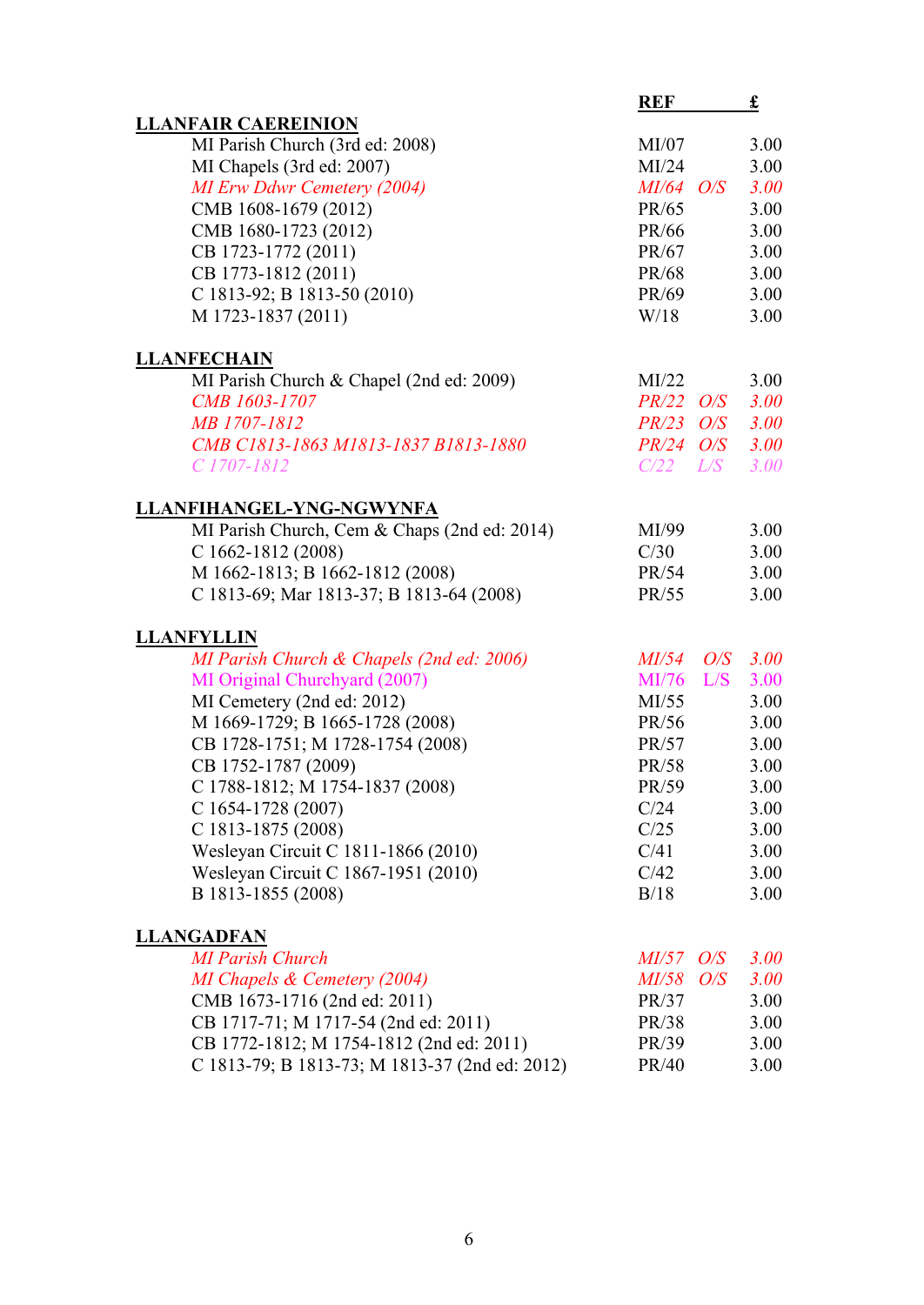| | REF | | £ |
|---|---|---|---|
| **LLANFAIR CAEREINION** | | | |
| MI Parish Church (3rd ed: 2008) | MI/07 | | 3.00 |
| MI Chapels (3rd ed: 2007) | MI/24 | | 3.00 |
| *MI Erw Ddwr Cemetery (2004)* | *MI/64* | *O/S* | *3.00* |
| CMB 1608-1679 (2012) | PR/65 | | 3.00 |
| CMB 1680-1723 (2012) | PR/66 | | 3.00 |
| CB 1723-1772 (2011) | PR/67 | | 3.00 |
| CB 1773-1812 (2011) | PR/68 | | 3.00 |
| C 1813-92; B 1813-50 (2010) | PR/69 | | 3.00 |
| M 1723-1837 (2011) | W/18 | | 3.00 |
| **LLANFECHAIN** | | | |
| MI Parish Church & Chapel (2nd ed: 2009) | MI/22 | | 3.00 |
| *CMB 1603-1707* | *PR/22* | *O/S* | *3.00* |
| *MB 1707-1812* | *PR/23* | *O/S* | *3.00* |
| *CMB C1813-1863 M1813-1837 B1813-1880* | *PR/24* | *O/S* | *3.00* |
| *C 1707-1812* | *C/22* | *L/S* | *3.00* |
| **LLANFIHANGEL-YNG-NGWYNFA** | | | |
| MI Parish Church, Cem & Chaps (2nd ed: 2014) | MI/99 | | 3.00 |
| C 1662-1812 (2008) | C/30 | | 3.00 |
| M 1662-1813; B 1662-1812 (2008) | PR/54 | | 3.00 |
| C 1813-69; Mar 1813-37; B 1813-64 (2008) | PR/55 | | 3.00 |
| **LLANFYLLIN** | | | |
| *MI Parish Church & Chapels (2nd ed: 2006)* | *MI/54* | *O/S* | *3.00* |
| MI Original Churchyard (2007) | MI/76 | L/S | 3.00 |
| MI Cemetery (2nd ed: 2012) | MI/55 | | 3.00 |
| M 1669-1729; B 1665-1728 (2008) | PR/56 | | 3.00 |
| CB 1728-1751; M 1728-1754 (2008) | PR/57 | | 3.00 |
| CB 1752-1787 (2009) | PR/58 | | 3.00 |
| C 1788-1812; M 1754-1837 (2008) | PR/59 | | 3.00 |
| C 1654-1728 (2007) | C/24 | | 3.00 |
| C 1813-1875 (2008) | C/25 | | 3.00 |
| Wesleyan Circuit C 1811-1866 (2010) | C/41 | | 3.00 |
| Wesleyan Circuit C 1867-1951 (2010) | C/42 | | 3.00 |
| B 1813-1855 (2008) | B/18 | | 3.00 |
| **LLANGADFAN** | | | |
| *MI Parish Church* | *MI/57* | *O/S* | *3.00* |
| *MI Chapels & Cemetery (2004)* | *MI/58* | *O/S* | *3.00* |
| CMB 1673-1716 (2nd ed: 2011) | PR/37 | | 3.00 |
| CB 1717-71; M 1717-54 (2nd ed: 2011) | PR/38 | | 3.00 |
| CB 1772-1812; M 1754-1812 (2nd ed: 2011) | PR/39 | | 3.00 |
| C 1813-79; B 1813-73; M 1813-37 (2nd ed: 2012) | PR/40 | | 3.00 |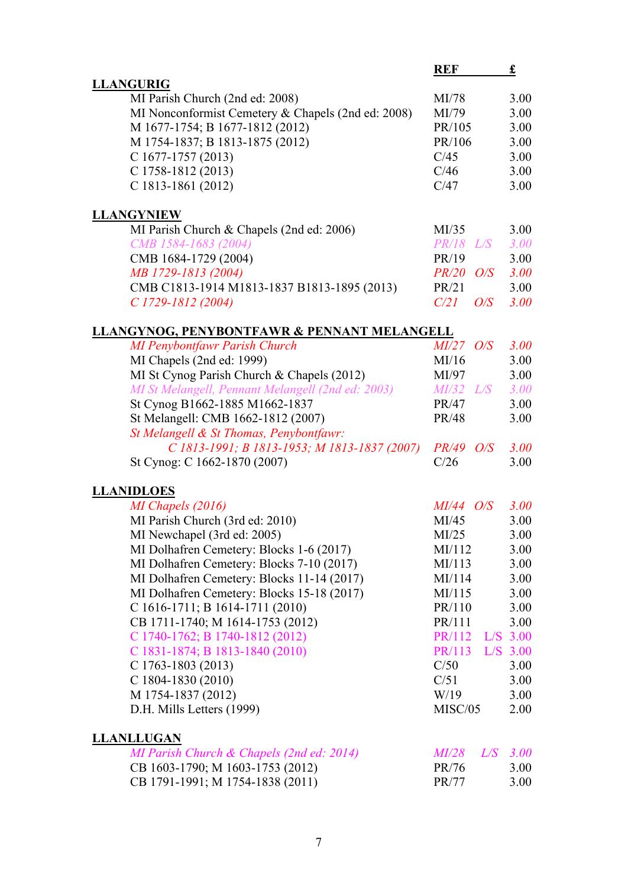| | REF | | £ |
|---|---|---|---|
| **LLANGURIG** | | | |
| MI Parish Church (2nd ed: 2008) | MI/78 | | 3.00 |
| MI Nonconformist Cemetery & Chapels (2nd ed: 2008) | MI/79 | | 3.00 |
| M 1677-1754; B 1677-1812 (2012) | PR/105 | | 3.00 |
| M 1754-1837; B 1813-1875 (2012) | PR/106 | | 3.00 |
| C 1677-1757 (2013) | C/45 | | 3.00 |
| C 1758-1812 (2013) | C/46 | | 3.00 |
| C 1813-1861 (2012) | C/47 | | 3.00 |
| **LLANGYNIEW** | | | |
| MI Parish Church & Chapels (2nd ed: 2006) | MI/35 | | 3.00 |
| *CMB 1584-1683 (2004)* | *PR/18* | *L/S* | *3.00* |
| CMB 1684-1729 (2004) | PR/19 | | 3.00 |
| *MB 1729-1813 (2004)* | *PR/20* | *O/S* | *3.00* |
| CMB C1813-1914 M1813-1837 B1813-1895 (2013) | PR/21 | | 3.00 |
| *C 1729-1812 (2004)* | *C/21* | *O/S* | *3.00* |
| **LLANGYNOG, PENYBONTFAWR & PENNANT MELANGELL** | | | |
| *MI Penybontfawr Parish Church* | *MI/27* | *O/S* | *3.00* |
| MI Chapels (2nd ed: 1999) | MI/16 | | 3.00 |
| MI St Cynog Parish Church & Chapels (2012) | MI/97 | | 3.00 |
| *MI St Melangell, Pennant Melangell (2nd ed: 2003)* | *MI/32* | *L/S* | *3.00* |
| St Cynog B1662-1885 M1662-1837 | PR/47 | | 3.00 |
| St Melangell: CMB 1662-1812 (2007) | PR/48 | | 3.00 |
| *St Melangell & St Thomas, Penybontfawr: C 1813-1991; B 1813-1953; M 1813-1837 (2007)* | *PR/49* | *O/S* | *3.00* |
| St Cynog: C 1662-1870 (2007) | C/26 | | 3.00 |
| **LLANIDLOES** | | | |
| *MI Chapels (2016)* | *MI/44* | *O/S* | *3.00* |
| MI Parish Church (3rd ed: 2010) | MI/45 | | 3.00 |
| MI Newchapel (3rd ed: 2005) | MI/25 | | 3.00 |
| MI Dolhafren Cemetery: Blocks 1-6 (2017) | MI/112 | | 3.00 |
| MI Dolhafren Cemetery: Blocks 7-10 (2017) | MI/113 | | 3.00 |
| MI Dolhafren Cemetery: Blocks 11-14 (2017) | MI/114 | | 3.00 |
| MI Dolhafren Cemetery: Blocks 15-18 (2017) | MI/115 | | 3.00 |
| C 1616-1711; B 1614-1711 (2010) | PR/110 | | 3.00 |
| CB 1711-1740; M 1614-1753 (2012) | PR/111 | | 3.00 |
| C 1740-1762; B 1740-1812 (2012) | PR/112 | L/S | 3.00 |
| C 1831-1874; B 1813-1840 (2010) | PR/113 | L/S | 3.00 |
| C 1763-1803 (2013) | C/50 | | 3.00 |
| C 1804-1830 (2010) | C/51 | | 3.00 |
| M 1754-1837 (2012) | W/19 | | 3.00 |
| D.H. Mills Letters (1999) | MISC/05 | | 2.00 |
| **LLANLLUGAN** | | | |
| *MI Parish Church & Chapels (2nd ed: 2014)* | *MI/28* | *L/S* | *3.00* |
| CB 1603-1790; M 1603-1753 (2012) | PR/76 | | 3.00 |
| CB 1791-1991; M 1754-1838 (2011) | PR/77 | | 3.00 |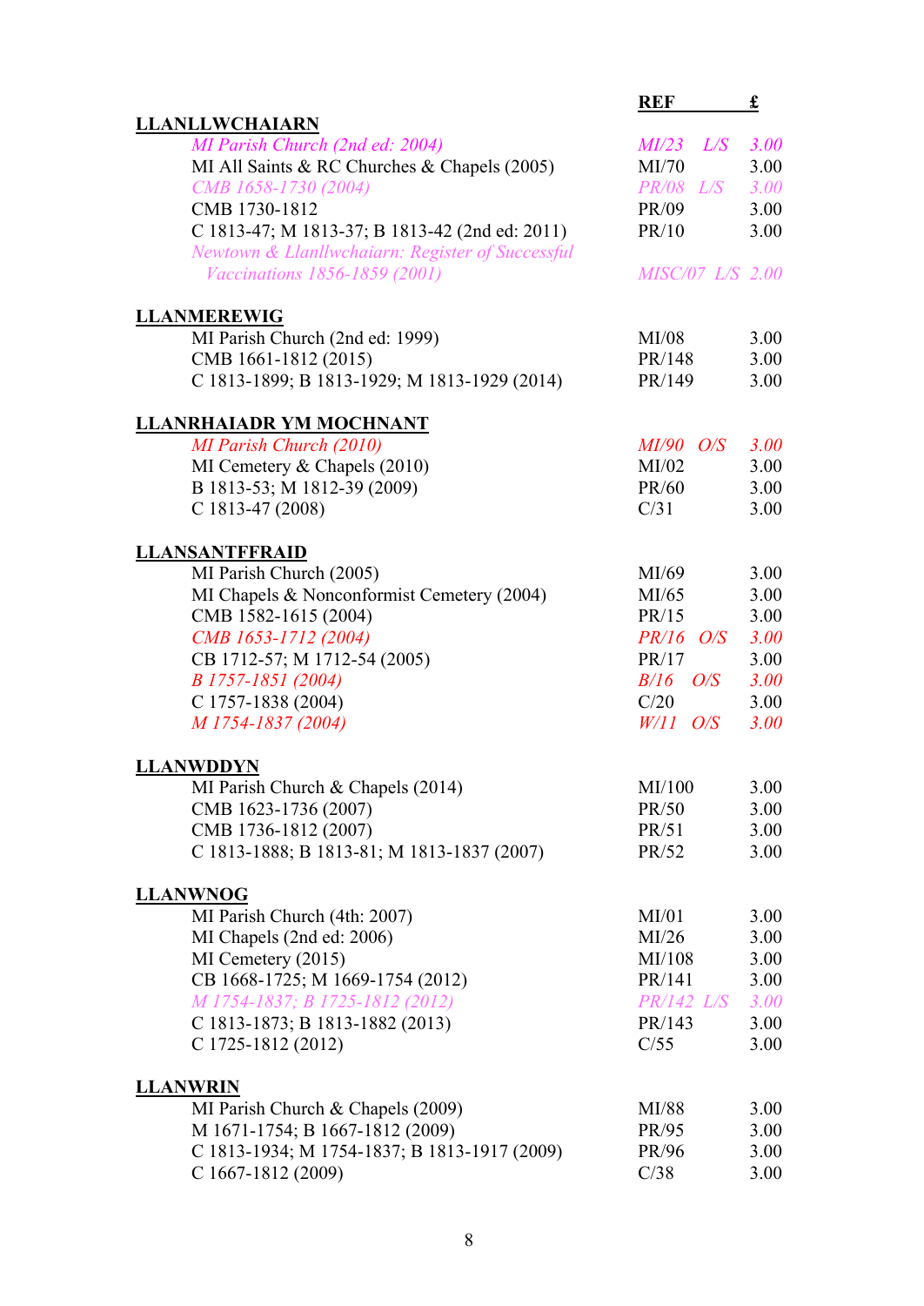| | REF | £ |
|---|---|---|
| **LLANLLWCHAIARN** | | |
| *MI Parish Church (2nd ed: 2004)* | *MI/23 L/S* | *3.00* |
| MI All Saints & RC Churches & Chapels (2005) | MI/70 | 3.00 |
| *CMB 1658-1730 (2004)* | *PR/08 L/S* | *3.00* |
| CMB 1730-1812 | PR/09 | 3.00 |
| C 1813-47; M 1813-37; B 1813-42 (2nd ed: 2011) | PR/10 | 3.00 |
| *Newtown & Llanllwchaiarn: Register of Successful Vaccinations 1856-1859 (2001)* | *MISC/07 L/S* | *2.00* |
| | | |
| **LLANMEREWIG** | | |
| MI Parish Church (2nd ed: 1999) | MI/08 | 3.00 |
| CMB 1661-1812 (2015) | PR/148 | 3.00 |
| C 1813-1899; B 1813-1929; M 1813-1929 (2014) | PR/149 | 3.00 |
| | | |
| **LLANRHAIADR YM MOCHNANT** | | |
| *MI Parish Church (2010)* | *MI/90 O/S* | *3.00* |
| MI Cemetery & Chapels (2010) | MI/02 | 3.00 |
| B 1813-53; M 1812-39 (2009) | PR/60 | 3.00 |
| C 1813-47 (2008) | C/31 | 3.00 |
| | | |
| **LLANSANTFFRAID** | | |
| MI Parish Church (2005) | MI/69 | 3.00 |
| MI Chapels & Nonconformist Cemetery (2004) | MI/65 | 3.00 |
| CMB 1582-1615 (2004) | PR/15 | 3.00 |
| *CMB 1653-1712 (2004)* | *PR/16 O/S* | *3.00* |
| CB 1712-57; M 1712-54 (2005) | PR/17 | 3.00 |
| *B 1757-1851 (2004)* | *B/16 O/S* | *3.00* |
| C 1757-1838 (2004) | C/20 | 3.00 |
| *M 1754-1837 (2004)* | *W/11 O/S* | *3.00* |
| | | |
| **LLANWDDYN** | | |
| MI Parish Church & Chapels (2014) | MI/100 | 3.00 |
| CMB 1623-1736 (2007) | PR/50 | 3.00 |
| CMB 1736-1812 (2007) | PR/51 | 3.00 |
| C 1813-1888; B 1813-81; M 1813-1837 (2007) | PR/52 | 3.00 |
| | | |
| **LLANWNOG** | | |
| MI Parish Church (4th: 2007) | MI/01 | 3.00 |
| MI Chapels (2nd ed: 2006) | MI/26 | 3.00 |
| MI Cemetery (2015) | MI/108 | 3.00 |
| CB 1668-1725; M 1669-1754 (2012) | PR/141 | 3.00 |
| *M 1754-1837; B 1725-1812 (2012)* | *PR/142 L/S* | *3.00* |
| C 1813-1873; B 1813-1882 (2013) | PR/143 | 3.00 |
| C 1725-1812 (2012) | C/55 | 3.00 |
| | | |
| **LLANWRIN** | | |
| MI Parish Church & Chapels (2009) | MI/88 | 3.00 |
| M 1671-1754; B 1667-1812 (2009) | PR/95 | 3.00 |
| C 1813-1934; M 1754-1837; B 1813-1917 (2009) | PR/96 | 3.00 |
| C 1667-1812 (2009) | C/38 | 3.00 |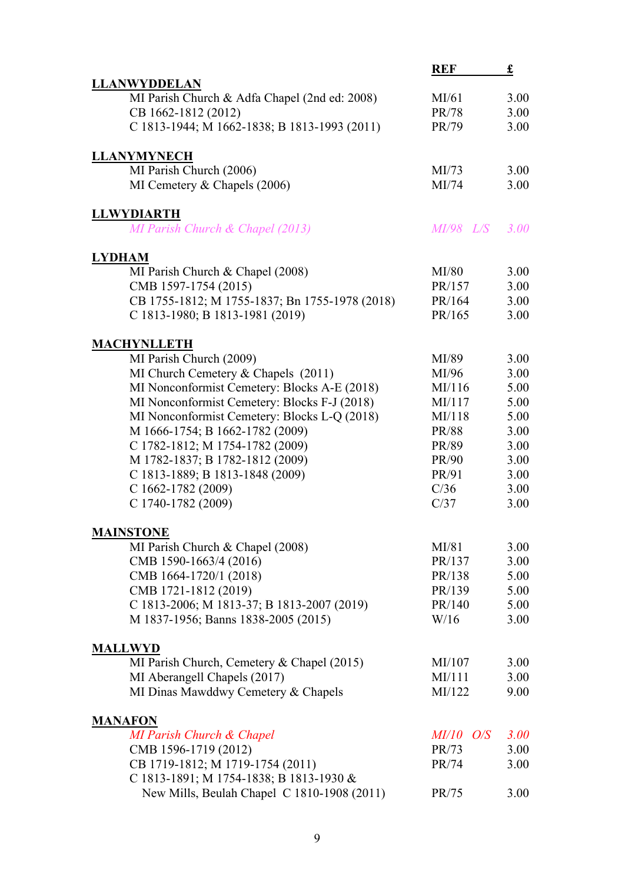| | REF | £ |
|---|---|---|
| **LLANWYDDELAN** | | |
| MI Parish Church & Adfa Chapel (2nd ed: 2008) | MI/61 | 3.00 |
| CB 1662-1812 (2012) | PR/78 | 3.00 |
| C 1813-1944; M 1662-1838; B 1813-1993 (2011) | PR/79 | 3.00 |
| **LLANYMYNECH** | | |
| MI Parish Church (2006) | MI/73 | 3.00 |
| MI Cemetery & Chapels (2006) | MI/74 | 3.00 |
| **LLWYDIARTH** | | |
| *MI Parish Church & Chapel (2013)* | *MI/98 L/S* | *3.00* |
| **LYDHAM** | | |
| MI Parish Church & Chapel (2008) | MI/80 | 3.00 |
| CMB 1597-1754 (2015) | PR/157 | 3.00 |
| CB 1755-1812; M 1755-1837; Bn 1755-1978 (2018) | PR/164 | 3.00 |
| C 1813-1980; B 1813-1981 (2019) | PR/165 | 3.00 |
| **MACHYNLLETH** | | |
| MI Parish Church (2009) | MI/89 | 3.00 |
| MI Church Cemetery & Chapels (2011) | MI/96 | 3.00 |
| MI Nonconformist Cemetery: Blocks A-E (2018) | MI/116 | 5.00 |
| MI Nonconformist Cemetery: Blocks F-J (2018) | MI/117 | 5.00 |
| MI Nonconformist Cemetery: Blocks L-Q (2018) | MI/118 | 5.00 |
| M 1666-1754; B 1662-1782 (2009) | PR/88 | 3.00 |
| C 1782-1812; M 1754-1782 (2009) | PR/89 | 3.00 |
| M 1782-1837; B 1782-1812 (2009) | PR/90 | 3.00 |
| C 1813-1889; B 1813-1848 (2009) | PR/91 | 3.00 |
| C 1662-1782 (2009) | C/36 | 3.00 |
| C 1740-1782 (2009) | C/37 | 3.00 |
| **MAINSTONE** | | |
| MI Parish Church & Chapel (2008) | MI/81 | 3.00 |
| CMB 1590-1663/4 (2016) | PR/137 | 3.00 |
| CMB 1664-1720/1 (2018) | PR/138 | 5.00 |
| CMB 1721-1812 (2019) | PR/139 | 5.00 |
| C 1813-2006; M 1813-37; B 1813-2007 (2019) | PR/140 | 5.00 |
| M 1837-1956; Banns 1838-2005 (2015) | W/16 | 3.00 |
| **MALLWYD** | | |
| MI Parish Church, Cemetery & Chapel (2015) | MI/107 | 3.00 |
| MI Aberangell Chapels (2017) | MI/111 | 3.00 |
| MI Dinas Mawddwy Cemetery & Chapels | MI/122 | 9.00 |
| **MANAFON** | | |
| *MI Parish Church & Chapel* | *MI/10 O/S* | *3.00* |
| CMB 1596-1719 (2012) | PR/73 | 3.00 |
| CB 1719-1812; M 1719-1754 (2011) | PR/74 | 3.00 |
| C 1813-1891; M 1754-1838; B 1813-1930 & New Mills, Beulah Chapel C 1810-1908 (2011) | PR/75 | 3.00 |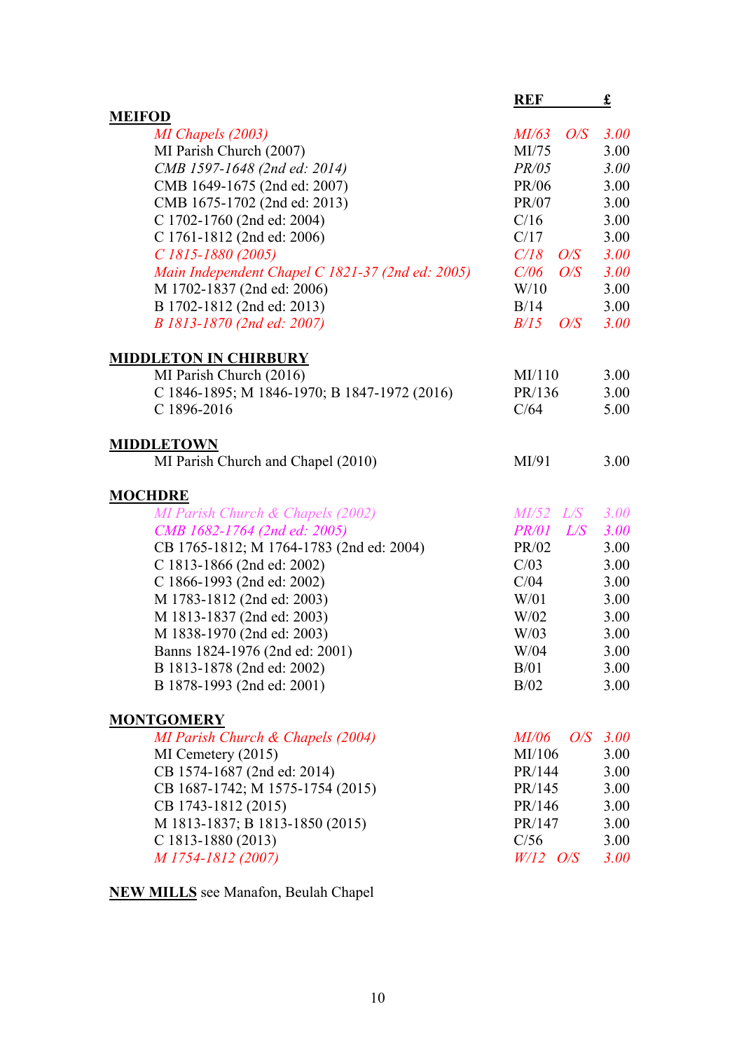| | REF | £ |
|---|---|---|
| **MEIFOD** | | |
| *MI Chapels (2003)* | *MI/63 O/S* | *3.00* |
| MI Parish Church (2007) | MI/75 | 3.00 |
| *CMB 1597-1648 (2nd ed: 2014)* | *PR/05* | *3.00* |
| CMB 1649-1675 (2nd ed: 2007) | PR/06 | 3.00 |
| CMB 1675-1702 (2nd ed: 2013) | PR/07 | 3.00 |
| C 1702-1760 (2nd ed: 2004) | C/16 | 3.00 |
| C 1761-1812 (2nd ed: 2006) | C/17 | 3.00 |
| *C 1815-1880 (2005)* | *C/18 O/S* | *3.00* |
| *Main Independent Chapel C 1821-37 (2nd ed: 2005)* | *C/06 O/S* | *3.00* |
| M 1702-1837 (2nd ed: 2006) | W/10 | 3.00 |
| B 1702-1812 (2nd ed: 2013) | B/14 | 3.00 |
| *B 1813-1870 (2nd ed: 2007)* | *B/15 O/S* | *3.00* |
| **MIDDLETON IN CHIRBURY** | | |
| MI Parish Church (2016) | MI/110 | 3.00 |
| C 1846-1895; M 1846-1970; B 1847-1972 (2016) | PR/136 | 3.00 |
| C 1896-2016 | C/64 | 5.00 |
| **MIDDLETOWN** | | |
| MI Parish Church and Chapel (2010) | MI/91 | 3.00 |
| **MOCHDRE** | | |
| *MI Parish Church & Chapels (2002)* | *MI/52 L/S* | *3.00* |
| *CMB 1682-1764 (2nd ed: 2005)* | *PR/01 L/S* | *3.00* |
| CB 1765-1812; M 1764-1783 (2nd ed: 2004) | PR/02 | 3.00 |
| C 1813-1866 (2nd ed: 2002) | C/03 | 3.00 |
| C 1866-1993 (2nd ed: 2002) | C/04 | 3.00 |
| M 1783-1812 (2nd ed: 2003) | W/01 | 3.00 |
| M 1813-1837 (2nd ed: 2003) | W/02 | 3.00 |
| M 1838-1970 (2nd ed: 2003) | W/03 | 3.00 |
| Banns 1824-1976 (2nd ed: 2001) | W/04 | 3.00 |
| B 1813-1878 (2nd ed: 2002) | B/01 | 3.00 |
| B 1878-1993 (2nd ed: 2001) | B/02 | 3.00 |
| **MONTGOMERY** | | |
| *MI Parish Church & Chapels (2004)* | *MI/06 O/S* | *3.00* |
| MI Cemetery (2015) | MI/106 | 3.00 |
| CB 1574-1687 (2nd ed: 2014) | PR/144 | 3.00 |
| CB 1687-1742; M 1575-1754 (2015) | PR/145 | 3.00 |
| CB 1743-1812 (2015) | PR/146 | 3.00 |
| M 1813-1837; B 1813-1850 (2015) | PR/147 | 3.00 |
| C 1813-1880 (2013) | C/56 | 3.00 |
| *M 1754-1812 (2007)* | *W/12 O/S* | *3.00* |

**NEW MILLS** see Manafon, Beulah Chapel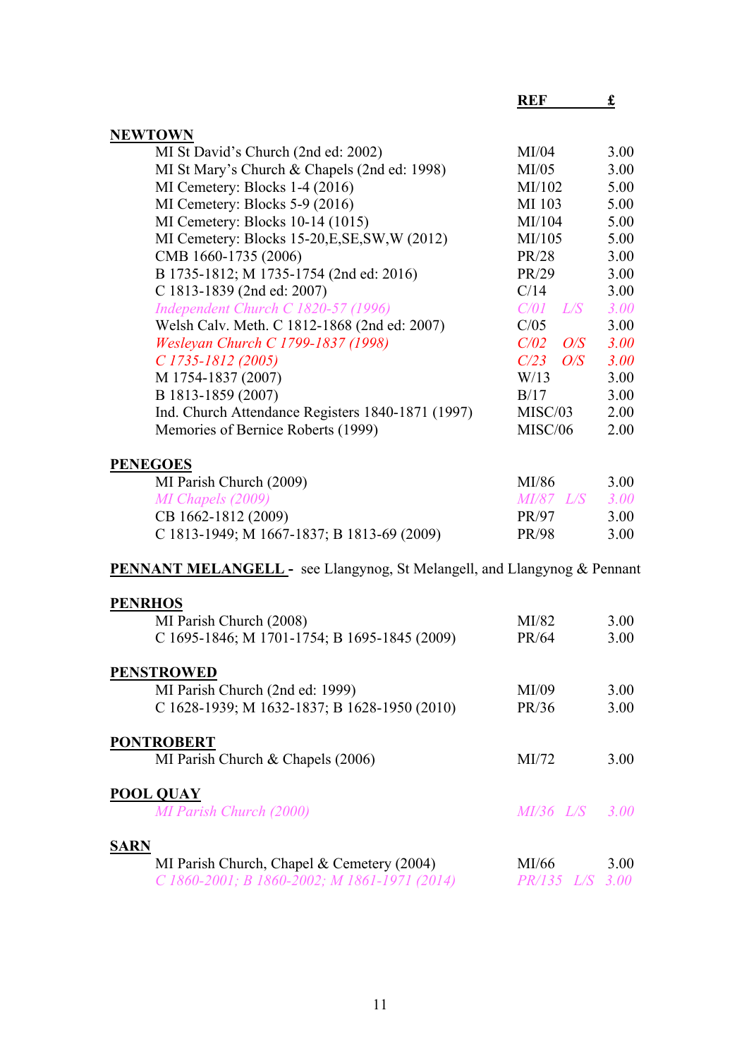| | REF | £ |
|---|---|---|
| **NEWTOWN** | | |
| MI St David's Church (2nd ed: 2002) | MI/04 | 3.00 |
| MI St Mary's Church & Chapels (2nd ed: 1998) | MI/05 | 3.00 |
| MI Cemetery: Blocks 1-4 (2016) | MI/102 | 5.00 |
| MI Cemetery: Blocks 5-9 (2016) | MI 103 | 5.00 |
| MI Cemetery: Blocks 10-14 (1015) | MI/104 | 5.00 |
| MI Cemetery: Blocks 15-20,E,SE,SW,W (2012) | MI/105 | 5.00 |
| CMB 1660-1735 (2006) | PR/28 | 3.00 |
| B 1735-1812; M 1735-1754 (2nd ed: 2016) | PR/29 | 3.00 |
| C 1813-1839 (2nd ed: 2007) | C/14 | 3.00 |
| *Independent Church C 1820-57 (1996)* | *C/01 L/S* | *3.00* |
| Welsh Calv. Meth. C 1812-1868 (2nd ed: 2007) | C/05 | 3.00 |
| *Wesleyan Church C 1799-1837 (1998)* | *C/02 O/S* | *3.00* |
| *C 1735-1812 (2005)* | *C/23 O/S* | *3.00* |
| M 1754-1837 (2007) | W/13 | 3.00 |
| B 1813-1859 (2007) | B/17 | 3.00 |
| Ind. Church Attendance Registers 1840-1871 (1997) | MISC/03 | 2.00 |
| Memories of Bernice Roberts (1999) | MISC/06 | 2.00 |
| **PENEGOES** | | |
| MI Parish Church (2009) | MI/86 | 3.00 |
| *MI Chapels (2009)* | *MI/87 L/S* | *3.00* |
| CB 1662-1812 (2009) | PR/97 | 3.00 |
| C 1813-1949; M 1667-1837; B 1813-69 (2009) | PR/98 | 3.00 |
| **PENNANT MELANGELL -** see Llangynog, St Melangell, and Llangynog & Pennant | | |
| **PENRHOS** | | |
| MI Parish Church (2008) | MI/82 | 3.00 |
| C 1695-1846; M 1701-1754; B 1695-1845 (2009) | PR/64 | 3.00 |
| **PENSTROWED** | | |
| MI Parish Church (2nd ed: 1999) | MI/09 | 3.00 |
| C 1628-1939; M 1632-1837; B 1628-1950 (2010) | PR/36 | 3.00 |
| **PONTROBERT** | | |
| MI Parish Church & Chapels (2006) | MI/72 | 3.00 |
| **POOL QUAY** | | |
| *MI Parish Church (2000)* | *MI/36 L/S* | *3.00* |
| **SARN** | | |
| MI Parish Church, Chapel & Cemetery (2004) | MI/66 | 3.00 |
| *C 1860-2001; B 1860-2002; M 1861-1971 (2014)* | *PR/135 L/S* | *3.00* |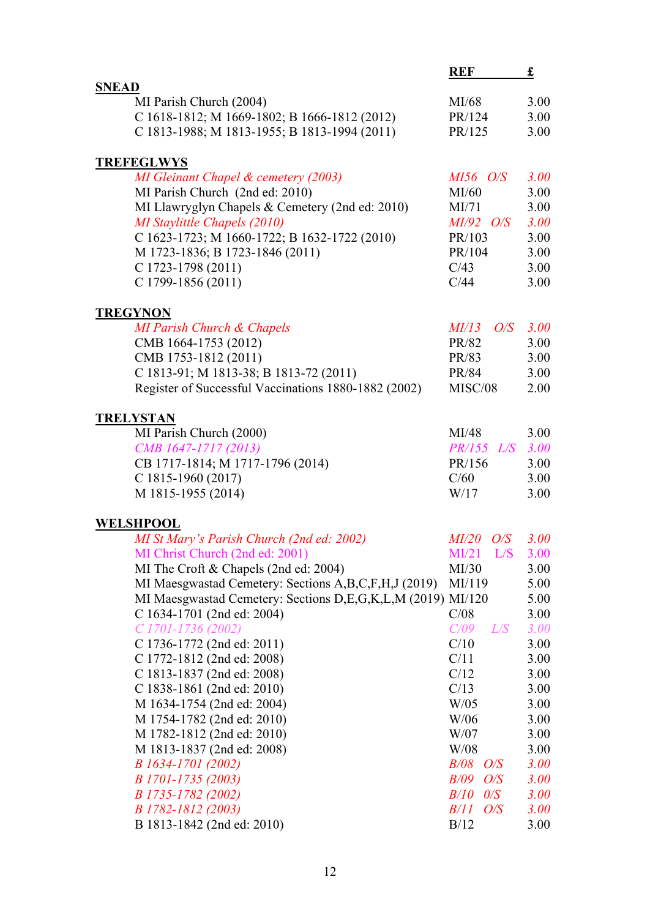| | REF | £ |
|---|---|---|
| **SNEAD** | | |
| MI Parish Church (2004) | MI/68 | 3.00 |
| C 1618-1812; M 1669-1802; B 1666-1812 (2012) | PR/124 | 3.00 |
| C 1813-1988; M 1813-1955; B 1813-1994 (2011) | PR/125 | 3.00 |
| | | |
| **TREFEGLWYS** | | |
| *MI Gleinant Chapel & cemetery (2003)* | *MI56 O/S* | *3.00* |
| MI Parish Church (2nd ed: 2010) | MI/60 | 3.00 |
| MI Llawryglyn Chapels & Cemetery (2nd ed: 2010) | MI/71 | 3.00 |
| *MI Staylittle Chapels (2010)* | *MI/92 O/S* | *3.00* |
| C 1623-1723; M 1660-1722; B 1632-1722 (2010) | PR/103 | 3.00 |
| M 1723-1836; B 1723-1846 (2011) | PR/104 | 3.00 |
| C 1723-1798 (2011) | C/43 | 3.00 |
| C 1799-1856 (2011) | C/44 | 3.00 |
| | | |
| **TREGYNON** | | |
| *MI Parish Church & Chapels* | *MI/13 O/S* | *3.00* |
| CMB 1664-1753 (2012) | PR/82 | 3.00 |
| CMB 1753-1812 (2011) | PR/83 | 3.00 |
| C 1813-91; M 1813-38; B 1813-72 (2011) | PR/84 | 3.00 |
| Register of Successful Vaccinations 1880-1882 (2002) | MISC/08 | 2.00 |
| | | |
| **TRELYSTAN** | | |
| MI Parish Church (2000) | MI/48 | 3.00 |
| *CMB 1647-1717 (2013)* | *PR/155 L/S* | *3.00* |
| CB 1717-1814; M 1717-1796 (2014) | PR/156 | 3.00 |
| C 1815-1960 (2017) | C/60 | 3.00 |
| M 1815-1955 (2014) | W/17 | 3.00 |
| | | |
| **WELSHPOOL** | | |
| *MI St Mary's Parish Church (2nd ed: 2002)* | *MI/20 O/S* | *3.00* |
| MI Christ Church (2nd ed: 2001) | MI/21 L/S | 3.00 |
| MI The Croft & Chapels (2nd ed: 2004) | MI/30 | 3.00 |
| MI Maesgwastad Cemetery: Sections A,B,C,F,H,J (2019) | MI/119 | 5.00 |
| MI Maesgwastad Cemetery: Sections D,E,G,K,L,M (2019) | MI/120 | 5.00 |
| C 1634-1701 (2nd ed: 2004) | C/08 | 3.00 |
| *C 1701-1736 (2002)* | *C/09 L/S* | *3.00* |
| C 1736-1772 (2nd ed: 2011) | C/10 | 3.00 |
| C 1772-1812 (2nd ed: 2008) | C/11 | 3.00 |
| C 1813-1837 (2nd ed: 2008) | C/12 | 3.00 |
| C 1838-1861 (2nd ed: 2010) | C/13 | 3.00 |
| M 1634-1754 (2nd ed: 2004) | W/05 | 3.00 |
| M 1754-1782 (2nd ed: 2010) | W/06 | 3.00 |
| M 1782-1812 (2nd ed: 2010) | W/07 | 3.00 |
| M 1813-1837 (2nd ed: 2008) | W/08 | 3.00 |
| *B 1634-1701 (2002)* | *B/08 O/S* | *3.00* |
| *B 1701-1735 (2003)* | *B/09 O/S* | *3.00* |
| *B 1735-1782 (2002)* | *B/10 0/S* | *3.00* |
| *B 1782-1812 (2003)* | *B/11 O/S* | *3.00* |
| B 1813-1842 (2nd ed: 2010) | B/12 | 3.00 |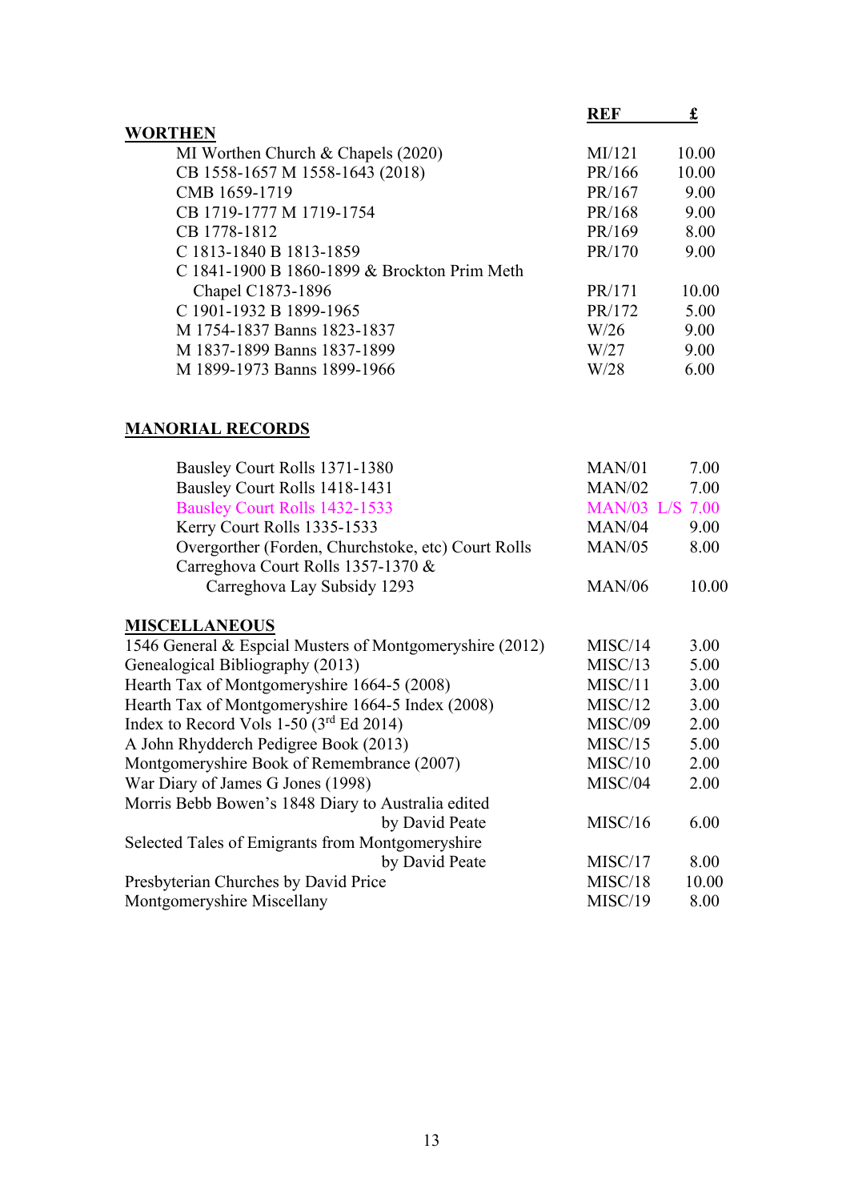| | REF | £ |
|---|---|---|
| **WORTHEN** | | |
| MI Worthen Church & Chapels (2020) | MI/121 | 10.00 |
| CB 1558-1657 M 1558-1643 (2018) | PR/166 | 10.00 |
| CMB 1659-1719 | PR/167 | 9.00 |
| CB 1719-1777 M 1719-1754 | PR/168 | 9.00 |
| CB 1778-1812 | PR/169 | 8.00 |
| C 1813-1840 B 1813-1859 | PR/170 | 9.00 |
| C 1841-1900 B 1860-1899 & Brockton Prim Meth Chapel C1873-1896 | PR/171 | 10.00 |
| C 1901-1932 B 1899-1965 | PR/172 | 5.00 |
| M 1754-1837 Banns 1823-1837 | W/26 | 9.00 |
| M 1837-1899 Banns 1837-1899 | W/27 | 9.00 |
| M 1899-1973 Banns 1899-1966 | W/28 | 6.00 |

## MANORIAL RECORDS

| | REF | £ |
|---|---|---|
| Bausley Court Rolls 1371-1380 | MAN/01 | 7.00 |
| Bausley Court Rolls 1418-1431 | MAN/02 | 7.00 |
| Bausley Court Rolls 1432-1533 | MAN/03 L/S | 7.00 |
| Kerry Court Rolls 1335-1533 | MAN/04 | 9.00 |
| Overgorther (Forden, Churchstoke, etc) Court Rolls | MAN/05 | 8.00 |
| Carreghova Court Rolls 1357-1370 & Carreghova Lay Subsidy 1293 | MAN/06 | 10.00 |

## MISCELLANEOUS

| | REF | £ |
|---|---|---|
| 1546 General & Espcial Musters of Montgomeryshire (2012) | MISC/14 | 3.00 |
| Genealogical Bibliography (2013) | MISC/13 | 5.00 |
| Hearth Tax of Montgomeryshire 1664-5 (2008) | MISC/11 | 3.00 |
| Hearth Tax of Montgomeryshire 1664-5 Index (2008) | MISC/12 | 3.00 |
| Index to Record Vols 1-50 (3rd Ed 2014) | MISC/09 | 2.00 |
| A John Rhydderch Pedigree Book (2013) | MISC/15 | 5.00 |
| Montgomeryshire Book of Remembrance (2007) | MISC/10 | 2.00 |
| War Diary of James G Jones (1998) | MISC/04 | 2.00 |
| Morris Bebb Bowen's 1848 Diary to Australia edited by David Peate | MISC/16 | 6.00 |
| Selected Tales of Emigrants from Montgomeryshire by David Peate | MISC/17 | 8.00 |
| Presbyterian Churches by David Price | MISC/18 | 10.00 |
| Montgomeryshire Miscellany | MISC/19 | 8.00 |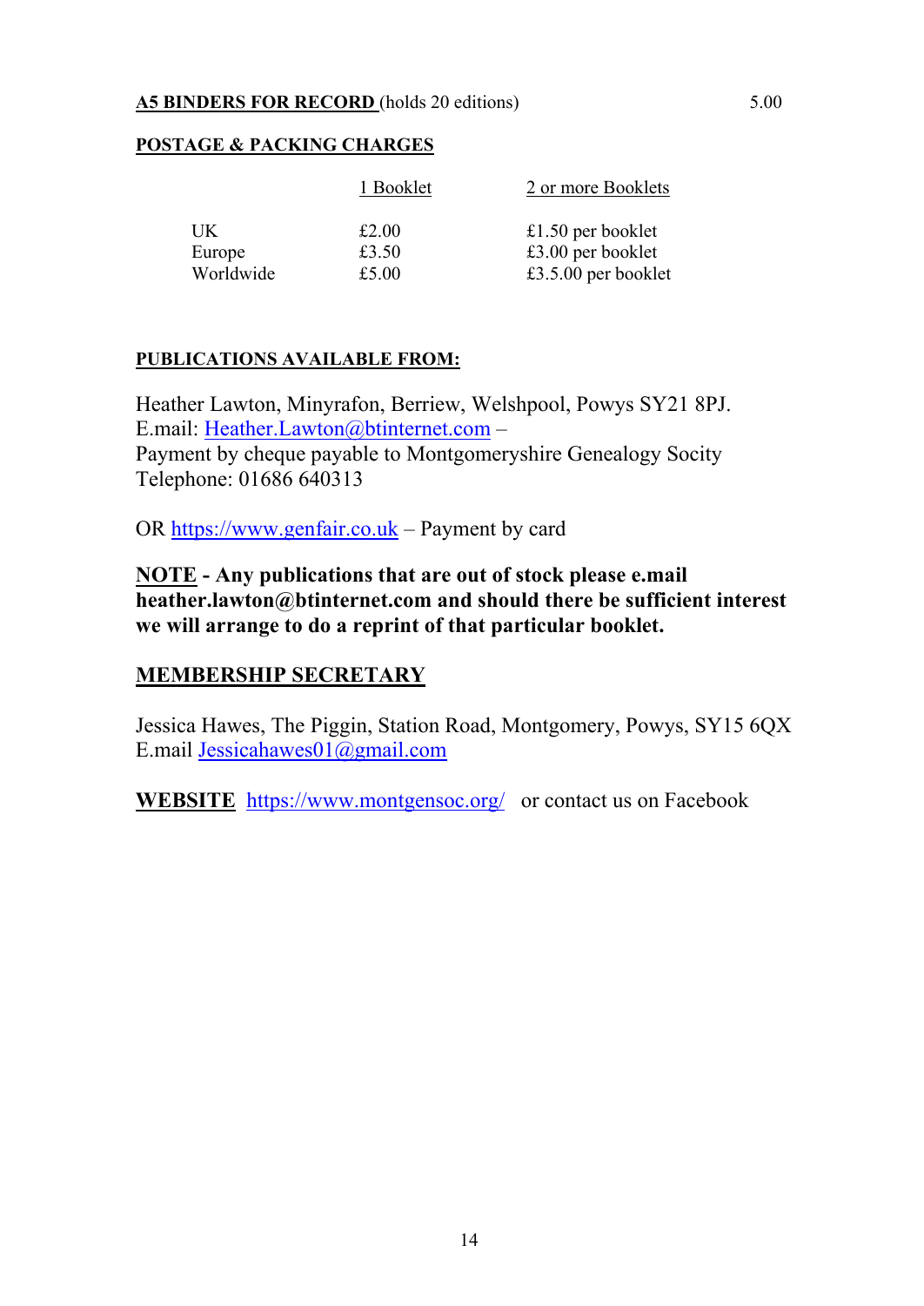**A5 BINDERS FOR RECORD** (holds 20 editions) 5.00

**POSTAGE & PACKING CHARGES**

| | 1 Booklet | 2 or more Booklets |
|---|---|---|
| UK | £2.00 | £1.50 per booklet |
| Europe | £3.50 | £3.00 per booklet |
| Worldwide | £5.00 | £3.5.00 per booklet |

**PUBLICATIONS AVAILABLE FROM:**

Heather Lawton, Minyrafon, Berriew, Welshpool, Powys SY21 8PJ.
E.mail: Heather.Lawton@btinternet.com –
Payment by cheque payable to Montgomeryshire Genealogy Socity
Telephone: 01686 640313

OR https://www.genfair.co.uk – Payment by card

**NOTE - Any publications that are out of stock please e.mail heather.lawton@btinternet.com and should there be sufficient interest we will arrange to do a reprint of that particular booklet.**

**MEMBERSHIP SECRETARY**

Jessica Hawes, The Piggin, Station Road, Montgomery, Powys, SY15 6QX
E.mail Jessicahawes01@gmail.com

**WEBSITE** https://www.montgensoc.org/ or contact us on Facebook